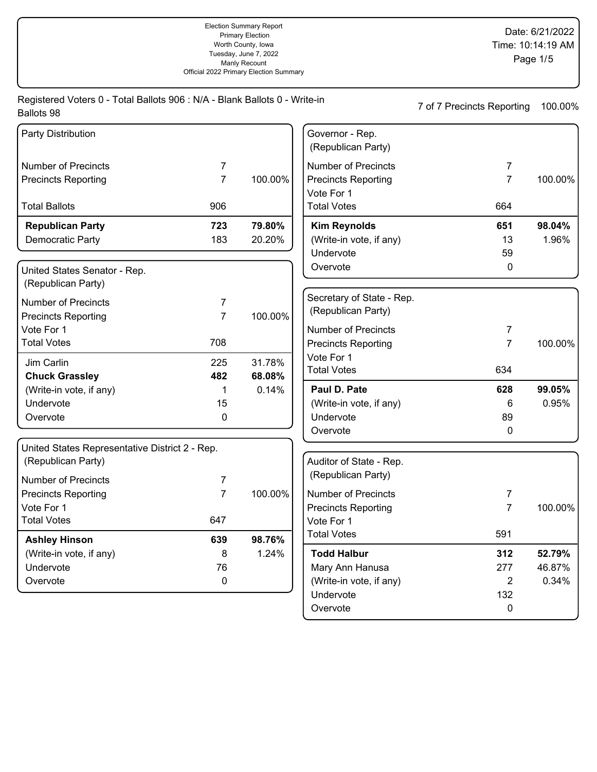Election Summary Report
Primary Election
Worth County, Iowa
Tuesday, June 7, 2022
Manly Recount
Official 2022 Primary Election Summary

Date: 6/21/2022
Time: 10:14:19 AM

Registered Voters 0 - Total Ballots 906 : N/A - Blank Ballots 0 - Write-in Ballots 98

7 of 7 Precincts Reporting 100.00%

### Party Distribution

| | | |
|---|---|---|
| Number of Precincts | 7 | |
| Precincts Reporting | 7 | 100.00% |
| Total Ballots | 906 | |
| **Republican Party** | **723** | **79.80%** |
| Democratic Party | 183 | 20.20% |

### United States Senator - Rep. (Republican Party)

| | | |
|---|---|---|
| Number of Precincts | 7 | |
| Precincts Reporting | 7 | 100.00% |
| Vote For 1 | | |
| Total Votes | 708 | |
| Jim Carlin | 225 | 31.78% |
| **Chuck Grassley** | **482** | **68.08%** |
| (Write-in vote, if any) | 1 | 0.14% |
| Undervote | 15 | |
| Overvote | 0 | |

### United States Representative District 2 - Rep. (Republican Party)

| | | |
|---|---|---|
| Number of Precincts | 7 | |
| Precincts Reporting | 7 | 100.00% |
| Vote For 1 | | |
| Total Votes | 647 | |
| **Ashley Hinson** | **639** | **98.76%** |
| (Write-in vote, if any) | 8 | 1.24% |
| Undervote | 76 | |
| Overvote | 0 | |

### Governor - Rep. (Republican Party)

| | | |
|---|---|---|
| Number of Precincts | 7 | |
| Precincts Reporting | 7 | 100.00% |
| Vote For 1 | | |
| Total Votes | 664 | |
| **Kim Reynolds** | **651** | **98.04%** |
| (Write-in vote, if any) | 13 | 1.96% |
| Undervote | 59 | |
| Overvote | 0 | |

### Secretary of State - Rep. (Republican Party)

| | | |
|---|---|---|
| Number of Precincts | 7 | |
| Precincts Reporting | 7 | 100.00% |
| Vote For 1 | | |
| Total Votes | 634 | |
| **Paul D. Pate** | **628** | **99.05%** |
| (Write-in vote, if any) | 6 | 0.95% |
| Undervote | 89 | |
| Overvote | 0 | |

### Auditor of State - Rep. (Republican Party)

| | | |
|---|---|---|
| Number of Precincts | 7 | |
| Precincts Reporting | 7 | 100.00% |
| Vote For 1 | | |
| Total Votes | 591 | |
| **Todd Halbur** | **312** | **52.79%** |
| Mary Ann Hanusa | 277 | 46.87% |
| (Write-in vote, if any) | 2 | 0.34% |
| Undervote | 132 | |
| Overvote | 0 | |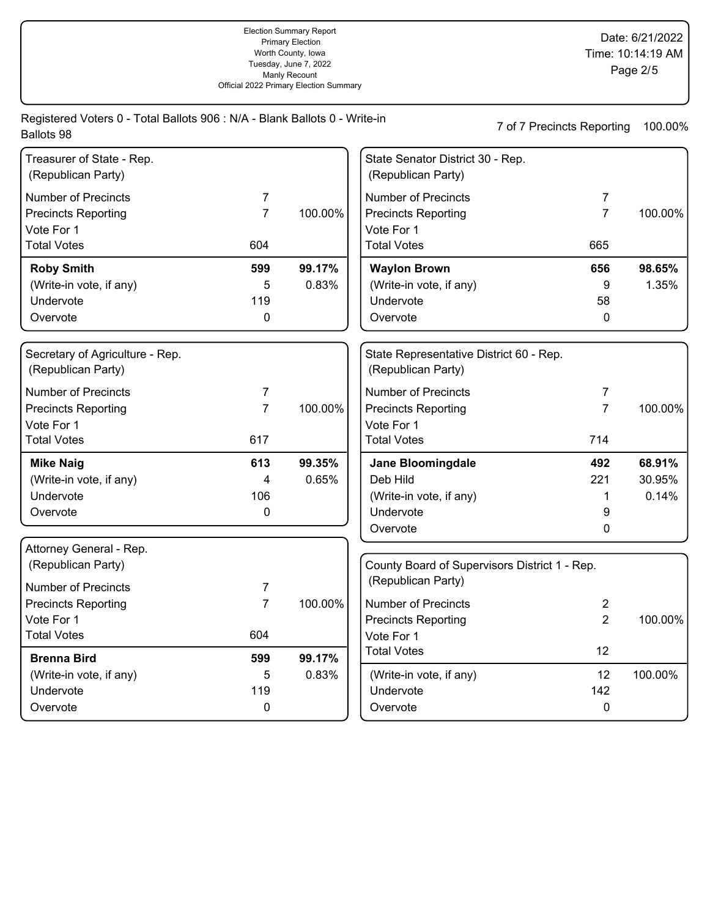Election Summary Report
Primary Election
Worth County, Iowa
Tuesday, June 7, 2022
Manly Recount
Official 2022 Primary Election Summary

Date: 6/21/2022
Time: 10:14:19 AM

Registered Voters 0 - Total Ballots 906 : N/A - Blank Ballots 0 - Write-in Ballots 98

7 of 7 Precincts Reporting 100.00%

### Treasurer of State - Rep. (Republican Party)

| | | |
|---|---|---|
| Number of Precincts | 7 | |
| Precincts Reporting | 7 | 100.00% |
| Vote For 1 | | |
| Total Votes | 604 | |
| **Roby Smith** | **599** | **99.17%** |
| (Write-in vote, if any) | 5 | 0.83% |
| Undervote | 119 | |
| Overvote | 0 | |

### Secretary of Agriculture - Rep. (Republican Party)

| | | |
|---|---|---|
| Number of Precincts | 7 | |
| Precincts Reporting | 7 | 100.00% |
| Vote For 1 | | |
| Total Votes | 617 | |
| **Mike Naig** | **613** | **99.35%** |
| (Write-in vote, if any) | 4 | 0.65% |
| Undervote | 106 | |
| Overvote | 0 | |

### Attorney General - Rep. (Republican Party)

| | | |
|---|---|---|
| Number of Precincts | 7 | |
| Precincts Reporting | 7 | 100.00% |
| Vote For 1 | | |
| Total Votes | 604 | |
| **Brenna Bird** | **599** | **99.17%** |
| (Write-in vote, if any) | 5 | 0.83% |
| Undervote | 119 | |
| Overvote | 0 | |

### State Senator District 30 - Rep. (Republican Party)

| | | |
|---|---|---|
| Number of Precincts | 7 | |
| Precincts Reporting | 7 | 100.00% |
| Vote For 1 | | |
| Total Votes | 665 | |
| **Waylon Brown** | **656** | **98.65%** |
| (Write-in vote, if any) | 9 | 1.35% |
| Undervote | 58 | |
| Overvote | 0 | |

### State Representative District 60 - Rep. (Republican Party)

| | | |
|---|---|---|
| Number of Precincts | 7 | |
| Precincts Reporting | 7 | 100.00% |
| Vote For 1 | | |
| Total Votes | 714 | |
| **Jane Bloomingdale** | **492** | **68.91%** |
| Deb Hild | 221 | 30.95% |
| (Write-in vote, if any) | 1 | 0.14% |
| Undervote | 9 | |
| Overvote | 0 | |

### County Board of Supervisors District 1 - Rep. (Republican Party)

| | | |
|---|---|---|
| Number of Precincts | 2 | |
| Precincts Reporting | 2 | 100.00% |
| Vote For 1 | | |
| Total Votes | 12 | |
| (Write-in vote, if any) | 12 | 100.00% |
| Undervote | 142 | |
| Overvote | 0 | |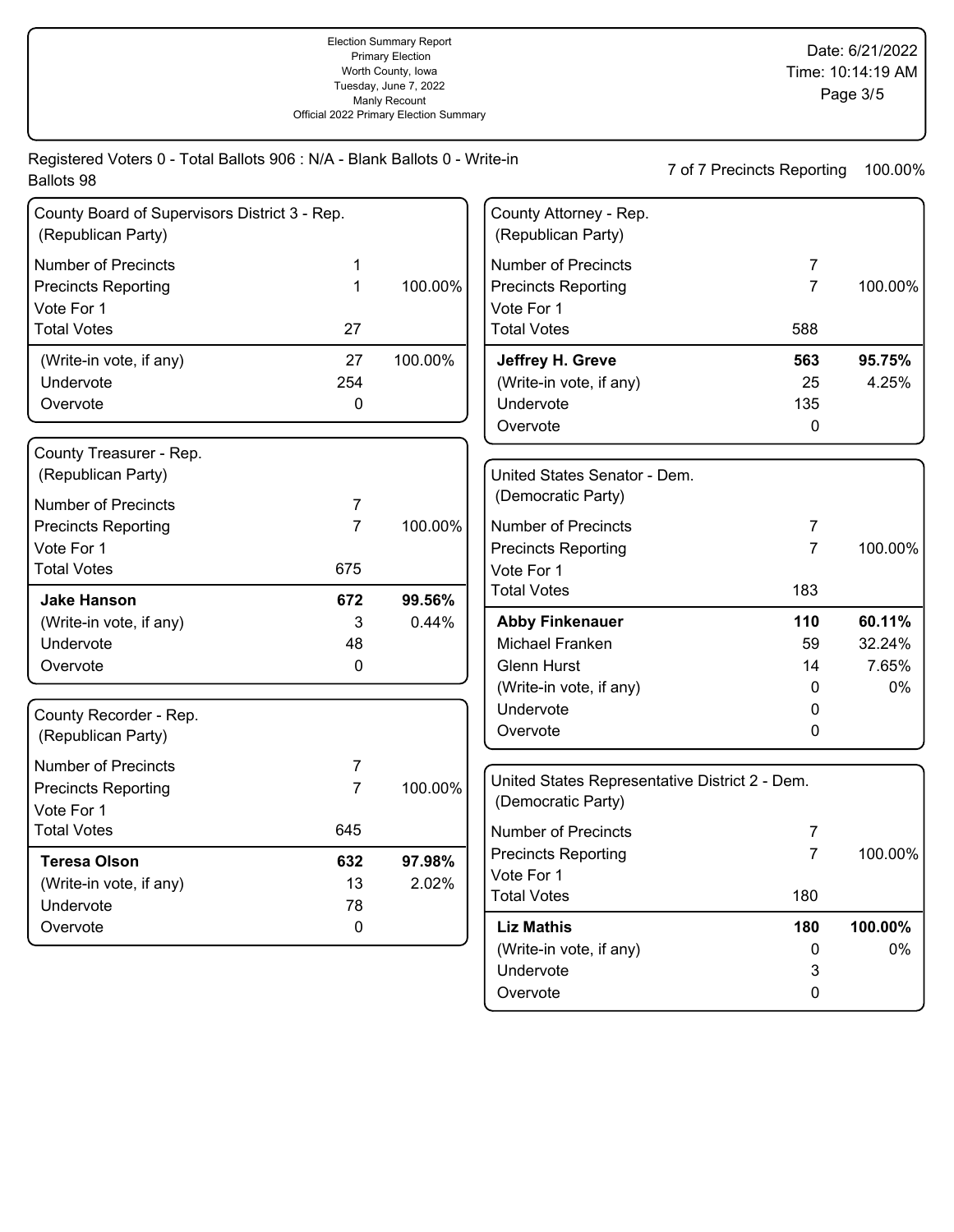Election Summary Report
Primary Election
Worth County, Iowa
Tuesday, June 7, 2022
Manly Recount
Official 2022 Primary Election Summary

Date: 6/21/2022
Time: 10:14:19 AM

Registered Voters 0 - Total Ballots 906 : N/A - Blank Ballots 0 - Write-in Ballots 98

7 of 7 Precincts Reporting 100.00%

### County Board of Supervisors District 3 - Rep. (Republican Party)

| | | |
|---|---|---|
| Number of Precincts | 1 | |
| Precincts Reporting | 1 | 100.00% |
| Vote For 1 | | |
| Total Votes | 27 | |
| (Write-in vote, if any) | 27 | 100.00% |
| Undervote | 254 | |
| Overvote | 0 | |

### County Treasurer - Rep. (Republican Party)

| | | |
|---|---|---|
| Number of Precincts | 7 | |
| Precincts Reporting | 7 | 100.00% |
| Vote For 1 | | |
| Total Votes | 675 | |
| **Jake Hanson** | **672** | **99.56%** |
| (Write-in vote, if any) | 3 | 0.44% |
| Undervote | 48 | |
| Overvote | 0 | |

### County Recorder - Rep. (Republican Party)

| | | |
|---|---|---|
| Number of Precincts | 7 | |
| Precincts Reporting | 7 | 100.00% |
| Vote For 1 | | |
| Total Votes | 645 | |
| **Teresa Olson** | **632** | **97.98%** |
| (Write-in vote, if any) | 13 | 2.02% |
| Undervote | 78 | |
| Overvote | 0 | |

### County Attorney - Rep. (Republican Party)

| | | |
|---|---|---|
| Number of Precincts | 7 | |
| Precincts Reporting | 7 | 100.00% |
| Vote For 1 | | |
| Total Votes | 588 | |
| **Jeffrey H. Greve** | **563** | **95.75%** |
| (Write-in vote, if any) | 25 | 4.25% |
| Undervote | 135 | |
| Overvote | 0 | |

### United States Senator - Dem. (Democratic Party)

| | | |
|---|---|---|
| Number of Precincts | 7 | |
| Precincts Reporting | 7 | 100.00% |
| Vote For 1 | | |
| Total Votes | 183 | |
| **Abby Finkenauer** | **110** | **60.11%** |
| Michael Franken | 59 | 32.24% |
| Glenn Hurst | 14 | 7.65% |
| (Write-in vote, if any) | 0 | 0% |
| Undervote | 0 | |
| Overvote | 0 | |

### United States Representative District 2 - Dem. (Democratic Party)

| | | |
|---|---|---|
| Number of Precincts | 7 | |
| Precincts Reporting | 7 | 100.00% |
| Vote For 1 | | |
| Total Votes | 180 | |
| **Liz Mathis** | **180** | **100.00%** |
| (Write-in vote, if any) | 0 | 0% |
| Undervote | 3 | |
| Overvote | 0 | |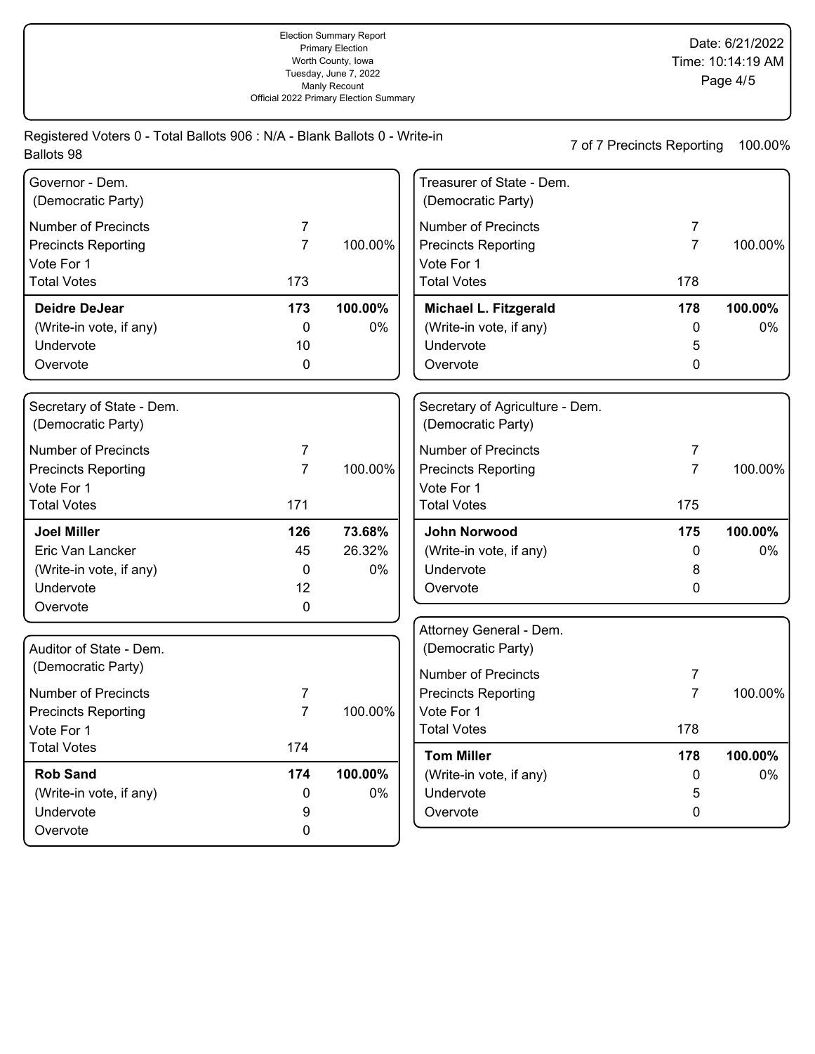Election Summary Report
Primary Election
Worth County, Iowa
Tuesday, June 7, 2022
Manly Recount
Official 2022 Primary Election Summary

Date: 6/21/2022
Time: 10:14:19 AM

Registered Voters 0 - Total Ballots 906 : N/A - Blank Ballots 0 - Write-in Ballots 98

7 of 7 Precincts Reporting 100.00%

## Governor - Dem. (Democratic Party)

| | | |
|---|---|---|
| Number of Precincts | 7 | |
| Precincts Reporting | 7 | 100.00% |
| Vote For 1 | | |
| Total Votes | 173 | |

| | | |
|---|---|---|
| **Deidre DeJear** | **173** | **100.00%** |
| (Write-in vote, if any) | 0 | 0% |
| Undervote | 10 | |
| Overvote | 0 | |

## Secretary of State - Dem. (Democratic Party)

| | | |
|---|---|---|
| Number of Precincts | 7 | |
| Precincts Reporting | 7 | 100.00% |
| Vote For 1 | | |
| Total Votes | 171 | |

| | | |
|---|---|---|
| **Joel Miller** | **126** | **73.68%** |
| Eric Van Lancker | 45 | 26.32% |
| (Write-in vote, if any) | 0 | 0% |
| Undervote | 12 | |
| Overvote | 0 | |

## Auditor of State - Dem. (Democratic Party)

| | | |
|---|---|---|
| Number of Precincts | 7 | |
| Precincts Reporting | 7 | 100.00% |
| Vote For 1 | | |
| Total Votes | 174 | |

| | | |
|---|---|---|
| **Rob Sand** | **174** | **100.00%** |
| (Write-in vote, if any) | 0 | 0% |
| Undervote | 9 | |
| Overvote | 0 | |

## Treasurer of State - Dem. (Democratic Party)

| | | |
|---|---|---|
| Number of Precincts | 7 | |
| Precincts Reporting | 7 | 100.00% |
| Vote For 1 | | |
| Total Votes | 178 | |

| | | |
|---|---|---|
| **Michael L. Fitzgerald** | **178** | **100.00%** |
| (Write-in vote, if any) | 0 | 0% |
| Undervote | 5 | |
| Overvote | 0 | |

## Secretary of Agriculture - Dem. (Democratic Party)

| | | |
|---|---|---|
| Number of Precincts | 7 | |
| Precincts Reporting | 7 | 100.00% |
| Vote For 1 | | |
| Total Votes | 175 | |

| | | |
|---|---|---|
| **John Norwood** | **175** | **100.00%** |
| (Write-in vote, if any) | 0 | 0% |
| Undervote | 8 | |
| Overvote | 0 | |

## Attorney General - Dem. (Democratic Party)

| | | |
|---|---|---|
| Number of Precincts | 7 | |
| Precincts Reporting | 7 | 100.00% |
| Vote For 1 | | |
| Total Votes | 178 | |

| | | |
|---|---|---|
| **Tom Miller** | **178** | **100.00%** |
| (Write-in vote, if any) | 0 | 0% |
| Undervote | 5 | |
| Overvote | 0 | |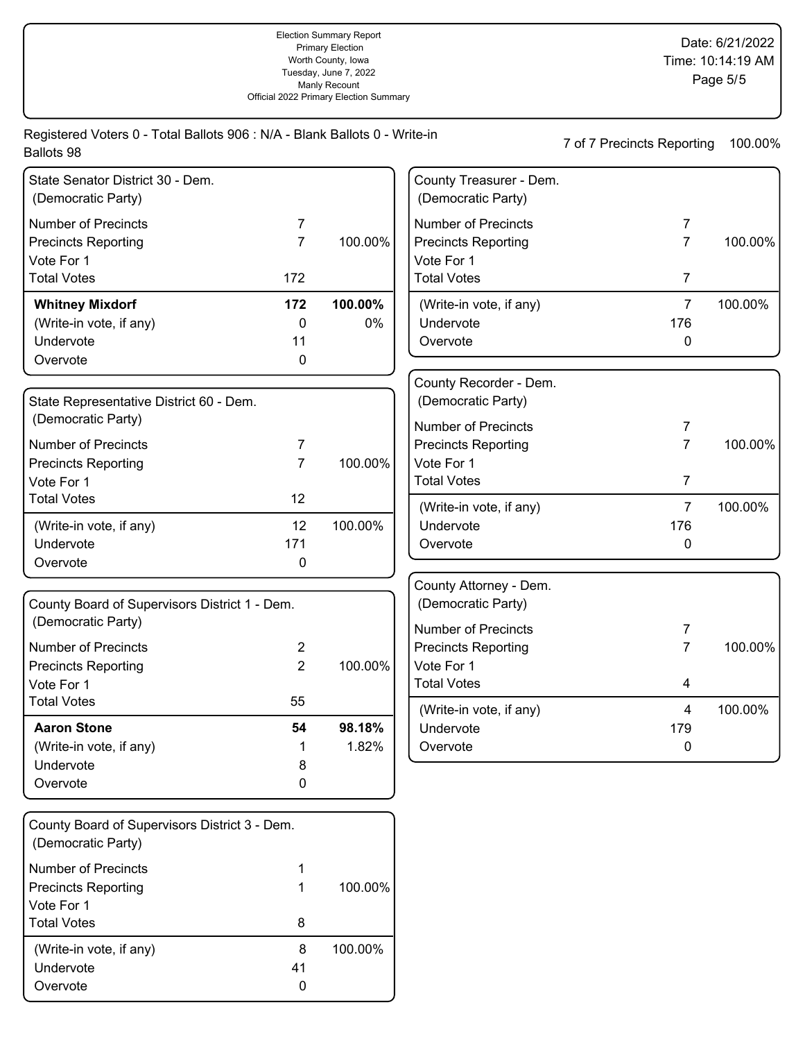Election Summary Report
Primary Election
Worth County, Iowa
Tuesday, June 7, 2022
Manly Recount
Official 2022 Primary Election Summary

Date: 6/21/2022
Time: 10:14:19 AM

Registered Voters 0 - Total Ballots 906 : N/A - Blank Ballots 0 - Write-in Ballots 98

7 of 7 Precincts Reporting 100.00%

### State Senator District 30 - Dem.
(Democratic Party)

| | | |
|---|---|---|
| Number of Precincts | 7 | |
| Precincts Reporting | 7 | 100.00% |
| Vote For 1 | | |
| Total Votes | 172 | |
| **Whitney Mixdorf** | **172** | **100.00%** |
| (Write-in vote, if any) | 0 | 0% |
| Undervote | 11 | |
| Overvote | 0 | |

### State Representative District 60 - Dem.
(Democratic Party)

| | | |
|---|---|---|
| Number of Precincts | 7 | |
| Precincts Reporting | 7 | 100.00% |
| Vote For 1 | | |
| Total Votes | 12 | |
| (Write-in vote, if any) | 12 | 100.00% |
| Undervote | 171 | |
| Overvote | 0 | |

### County Board of Supervisors District 1 - Dem.
(Democratic Party)

| | | |
|---|---|---|
| Number of Precincts | 2 | |
| Precincts Reporting | 2 | 100.00% |
| Vote For 1 | | |
| Total Votes | 55 | |
| **Aaron Stone** | **54** | **98.18%** |
| (Write-in vote, if any) | 1 | 1.82% |
| Undervote | 8 | |
| Overvote | 0 | |

### County Board of Supervisors District 3 - Dem.
(Democratic Party)

| | | |
|---|---|---|
| Number of Precincts | 1 | |
| Precincts Reporting | 1 | 100.00% |
| Vote For 1 | | |
| Total Votes | 8 | |
| (Write-in vote, if any) | 8 | 100.00% |
| Undervote | 41 | |
| Overvote | 0 | |

### County Treasurer - Dem.
(Democratic Party)

| | | |
|---|---|---|
| Number of Precincts | 7 | |
| Precincts Reporting | 7 | 100.00% |
| Vote For 1 | | |
| Total Votes | 7 | |
| (Write-in vote, if any) | 7 | 100.00% |
| Undervote | 176 | |
| Overvote | 0 | |

### County Recorder - Dem.
(Democratic Party)

| | | |
|---|---|---|
| Number of Precincts | 7 | |
| Precincts Reporting | 7 | 100.00% |
| Vote For 1 | | |
| Total Votes | 7 | |
| (Write-in vote, if any) | 7 | 100.00% |
| Undervote | 176 | |
| Overvote | 0 | |

### County Attorney - Dem.
(Democratic Party)

| | | |
|---|---|---|
| Number of Precincts | 7 | |
| Precincts Reporting | 7 | 100.00% |
| Vote For 1 | | |
| Total Votes | 4 | |
| (Write-in vote, if any) | 4 | 100.00% |
| Undervote | 179 | |
| Overvote | 0 | |